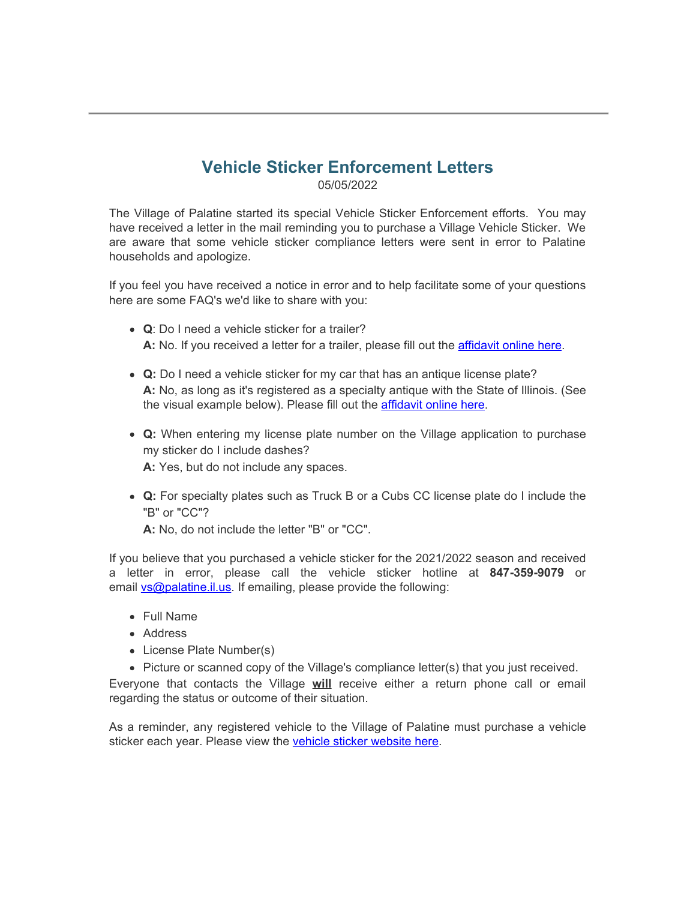# Vehicle Sticker Enforcement Letters

05/05/2022

The Village of Palatine started its special Vehicle Sticker Enforcement efforts. You may have received a letter in the mail reminding you to purchase a Village Vehicle Sticker. We are aware that some vehicle sticker compliance letters were sent in error to Palatine households and apologize.

If you feel you have received a notice in error and to help facilitate some of your questions here are some FAQ's we'd like to share with you:

- **Q**: Do I need a vehicle sticker for a trailer?
  **A:** No. If you received a letter for a trailer, please fill out the [affidavit online here](#).
- **Q:** Do I need a vehicle sticker for my car that has an antique license plate?
  **A:** No, as long as it's registered as a specialty antique with the State of Illinois. (See the visual example below). Please fill out the [affidavit online here](#).
- **Q:** When entering my license plate number on the Village application to purchase my sticker do I include dashes?
  **A:** Yes, but do not include any spaces.
- **Q:** For specialty plates such as Truck B or a Cubs CC license plate do I include the "B" or "CC"?
  **A:** No, do not include the letter "B" or "CC".

If you believe that you purchased a vehicle sticker for the 2021/2022 season and received a letter in error, please call the vehicle sticker hotline at **847-359-9079** or email vs@palatine.il.us. If emailing, please provide the following:

- Full Name
- Address
- License Plate Number(s)
- Picture or scanned copy of the Village's compliance letter(s) that you just received.

Everyone that contacts the Village **will** receive either a return phone call or email regarding the status or outcome of their situation.

As a reminder, any registered vehicle to the Village of Palatine must purchase a vehicle sticker each year. Please view the [vehicle sticker website here](#).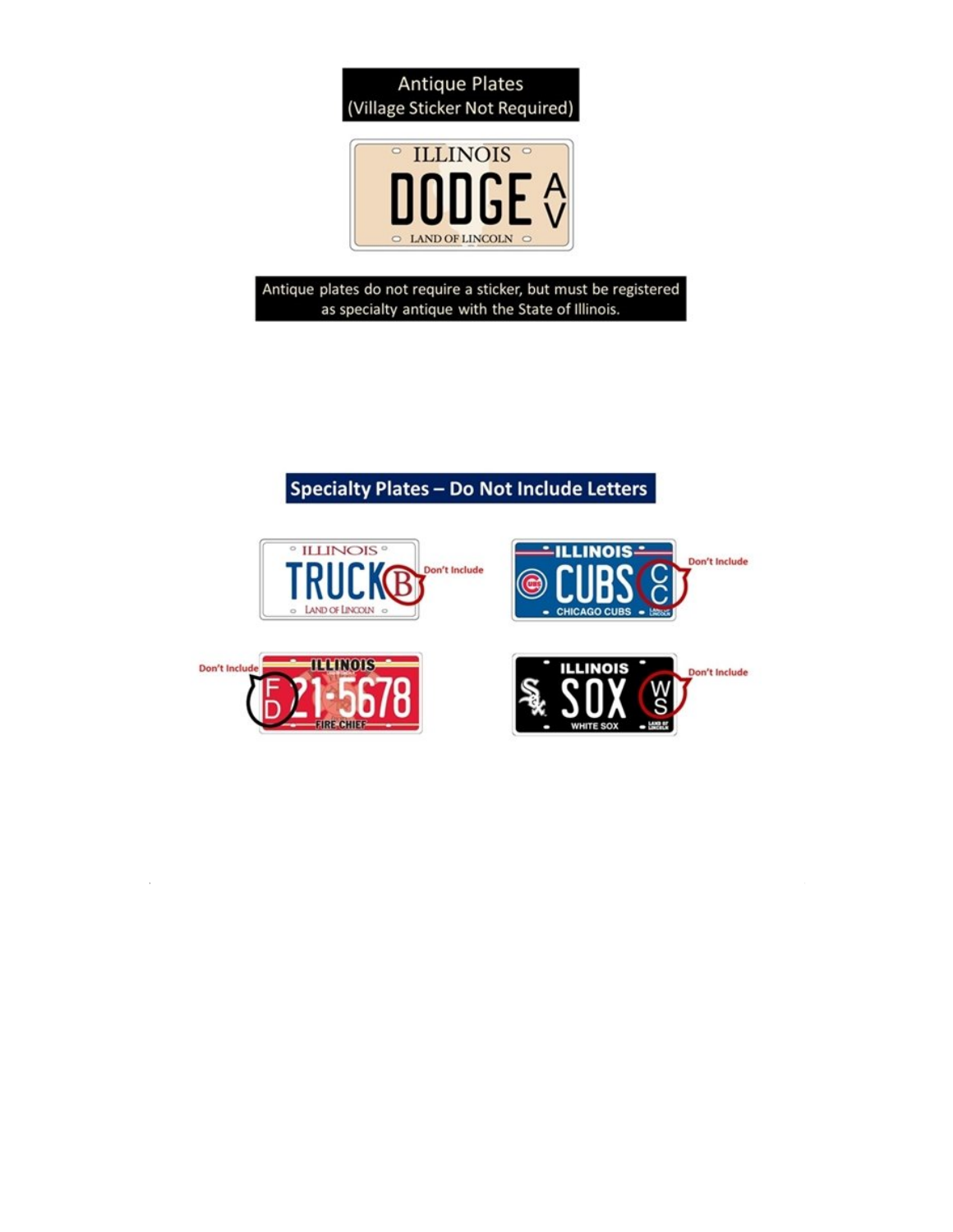## Antique Plates
(Village Sticker Not Required)

ILLINOIS
DODGE AV
LAND OF LINCOLN

Antique plates do not require a sticker, but must be registered as specialty antique with the State of Illinois.

## Specialty Plates – Do Not Include Letters

ILLINOIS
TRUCK B — Don't Include
LAND OF LINCOLN

ILLINOIS
CUBS CC — Don't Include
CHICAGO CUBS

Don't Include — FD 21-5678
ILLINOIS
FIRE CHIEF

ILLINOIS
SOX WS — Don't Include
WHITE SOX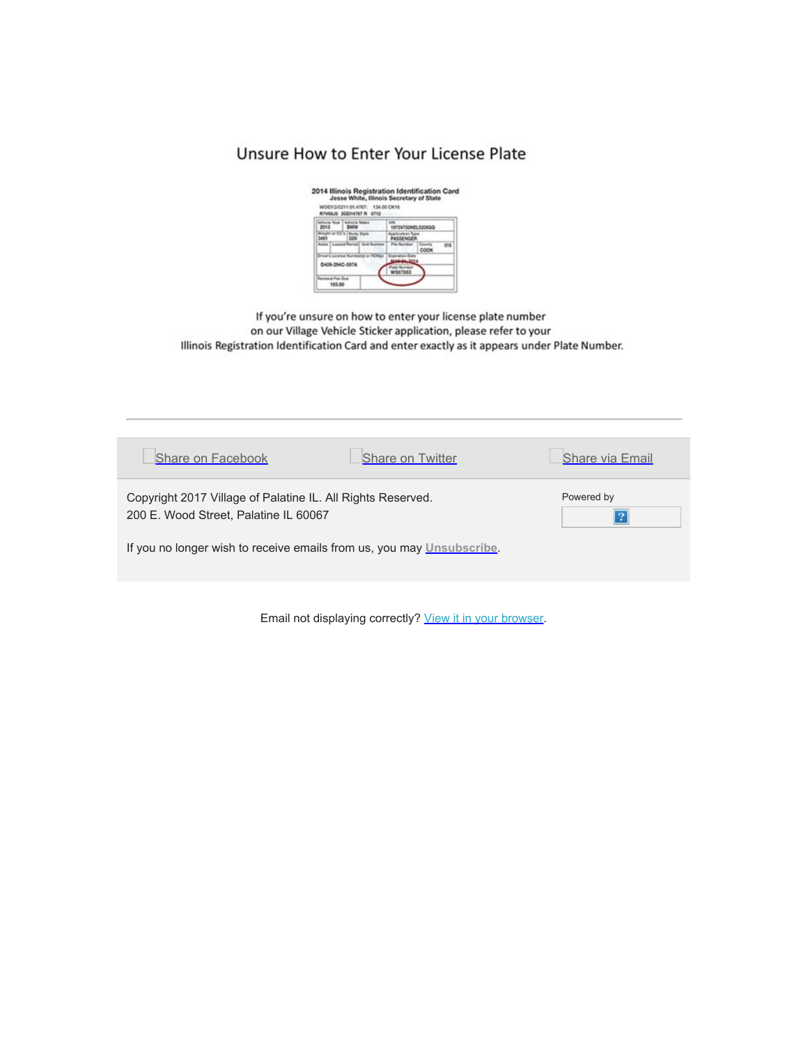## Unsure How to Enter Your License Plate

If you're unsure on how to enter your license plate number on our Village Vehicle Sticker application, please refer to your Illinois Registration Identification Card and enter exactly as it appears under Plate Number.

---

Share on Facebook | Share on Twitter | Share via Email

Copyright 2017 Village of Palatine IL. All Rights Reserved.
200 E. Wood Street, Palatine IL 60067

Powered by

If you no longer wish to receive emails from us, you may **Unsubscribe**.

Email not displaying correctly? View it in your browser.